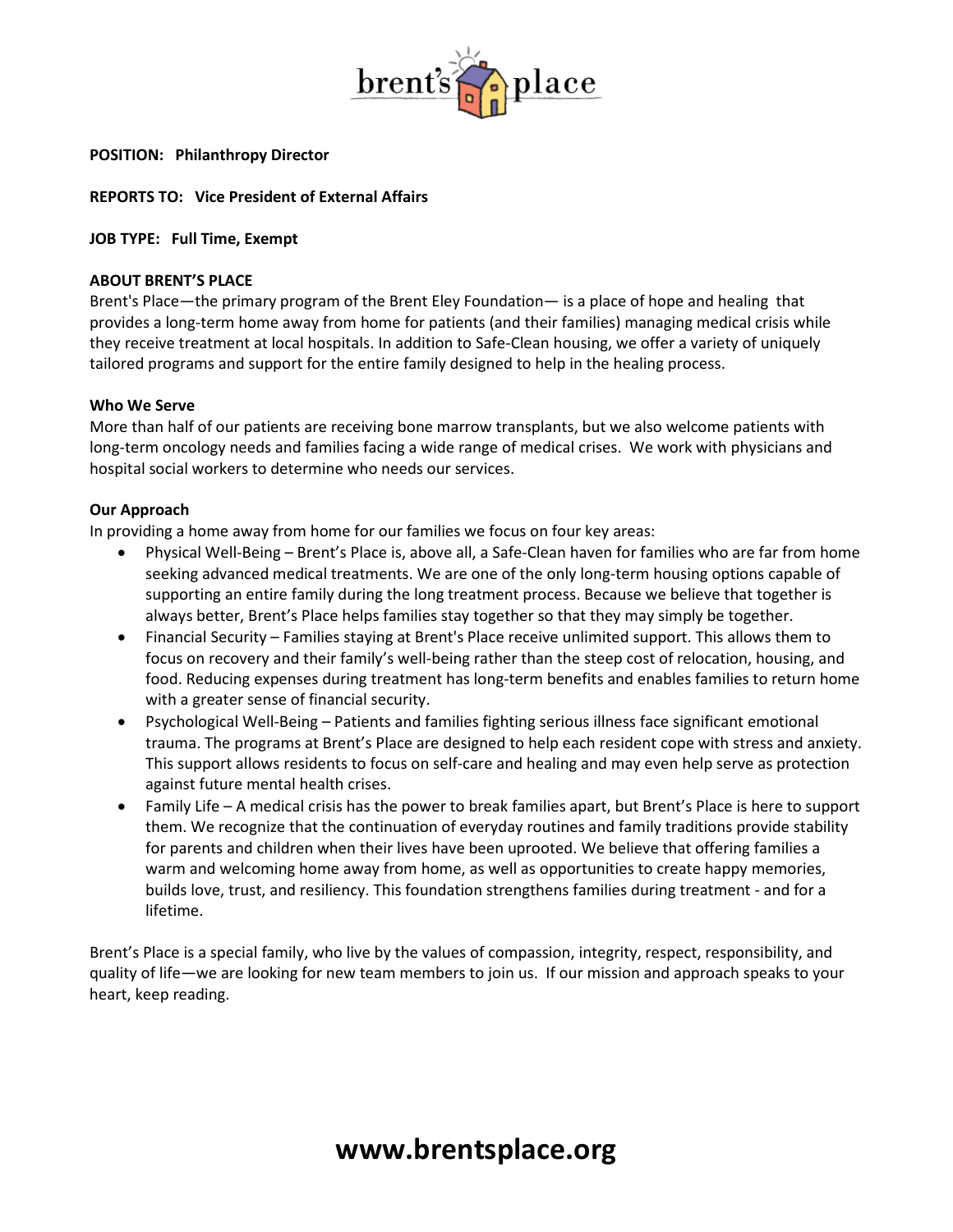**POSITION: Philanthropy Director**

**REPORTS TO: Vice President of External Affairs**

**JOB TYPE: Full Time, Exempt**

**ABOUT BRENT'S PLACE**

Brent's Place—the primary program of the Brent Eley Foundation— is a place of hope and healing that provides a long-term home away from home for patients (and their families) managing medical crisis while they receive treatment at local hospitals. In addition to Safe-Clean housing, we offer a variety of uniquely tailored programs and support for the entire family designed to help in the healing process.

**Who We Serve**

More than half of our patients are receiving bone marrow transplants, but we also welcome patients with long-term oncology needs and families facing a wide range of medical crises. We work with physicians and hospital social workers to determine who needs our services.

**Our Approach**

In providing a home away from home for our families we focus on four key areas:

- Physical Well-Being – Brent's Place is, above all, a Safe-Clean haven for families who are far from home seeking advanced medical treatments. We are one of the only long-term housing options capable of supporting an entire family during the long treatment process. Because we believe that together is always better, Brent's Place helps families stay together so that they may simply be together.
- Financial Security – Families staying at Brent's Place receive unlimited support. This allows them to focus on recovery and their family's well-being rather than the steep cost of relocation, housing, and food. Reducing expenses during treatment has long-term benefits and enables families to return home with a greater sense of financial security.
- Psychological Well-Being – Patients and families fighting serious illness face significant emotional trauma. The programs at Brent's Place are designed to help each resident cope with stress and anxiety. This support allows residents to focus on self-care and healing and may even help serve as protection against future mental health crises.
- Family Life – A medical crisis has the power to break families apart, but Brent's Place is here to support them. We recognize that the continuation of everyday routines and family traditions provide stability for parents and children when their lives have been uprooted. We believe that offering families a warm and welcoming home away from home, as well as opportunities to create happy memories, builds love, trust, and resiliency. This foundation strengthens families during treatment - and for a lifetime.

Brent's Place is a special family, who live by the values of compassion, integrity, respect, responsibility, and quality of life—we are looking for new team members to join us. If our mission and approach speaks to your heart, keep reading.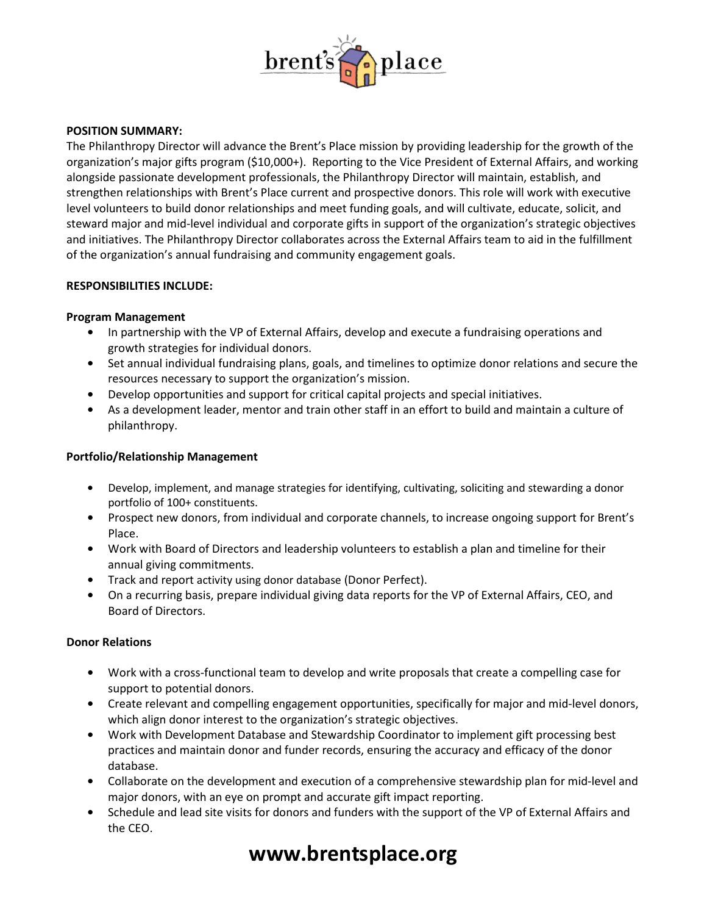**POSITION SUMMARY:**
The Philanthropy Director will advance the Brent's Place mission by providing leadership for the growth of the organization's major gifts program ($10,000+). Reporting to the Vice President of External Affairs, and working alongside passionate development professionals, the Philanthropy Director will maintain, establish, and strengthen relationships with Brent's Place current and prospective donors. This role will work with executive level volunteers to build donor relationships and meet funding goals, and will cultivate, educate, solicit, and steward major and mid-level individual and corporate gifts in support of the organization's strategic objectives and initiatives. The Philanthropy Director collaborates across the External Affairs team to aid in the fulfillment of the organization's annual fundraising and community engagement goals.

**RESPONSIBILITIES INCLUDE:**

**Program Management**

- In partnership with the VP of External Affairs, develop and execute a fundraising operations and growth strategies for individual donors.
- Set annual individual fundraising plans, goals, and timelines to optimize donor relations and secure the resources necessary to support the organization's mission.
- Develop opportunities and support for critical capital projects and special initiatives.
- As a development leader, mentor and train other staff in an effort to build and maintain a culture of philanthropy.

**Portfolio/Relationship Management**

- Develop, implement, and manage strategies for identifying, cultivating, soliciting and stewarding a donor portfolio of 100+ constituents.
- Prospect new donors, from individual and corporate channels, to increase ongoing support for Brent's Place.
- Work with Board of Directors and leadership volunteers to establish a plan and timeline for their annual giving commitments.
- Track and report activity using donor database (Donor Perfect).
- On a recurring basis, prepare individual giving data reports for the VP of External Affairs, CEO, and Board of Directors.

**Donor Relations**

- Work with a cross-functional team to develop and write proposals that create a compelling case for support to potential donors.
- Create relevant and compelling engagement opportunities, specifically for major and mid-level donors, which align donor interest to the organization's strategic objectives.
- Work with Development Database and Stewardship Coordinator to implement gift processing best practices and maintain donor and funder records, ensuring the accuracy and efficacy of the donor database.
- Collaborate on the development and execution of a comprehensive stewardship plan for mid-level and major donors, with an eye on prompt and accurate gift impact reporting.
- Schedule and lead site visits for donors and funders with the support of the VP of External Affairs and the CEO.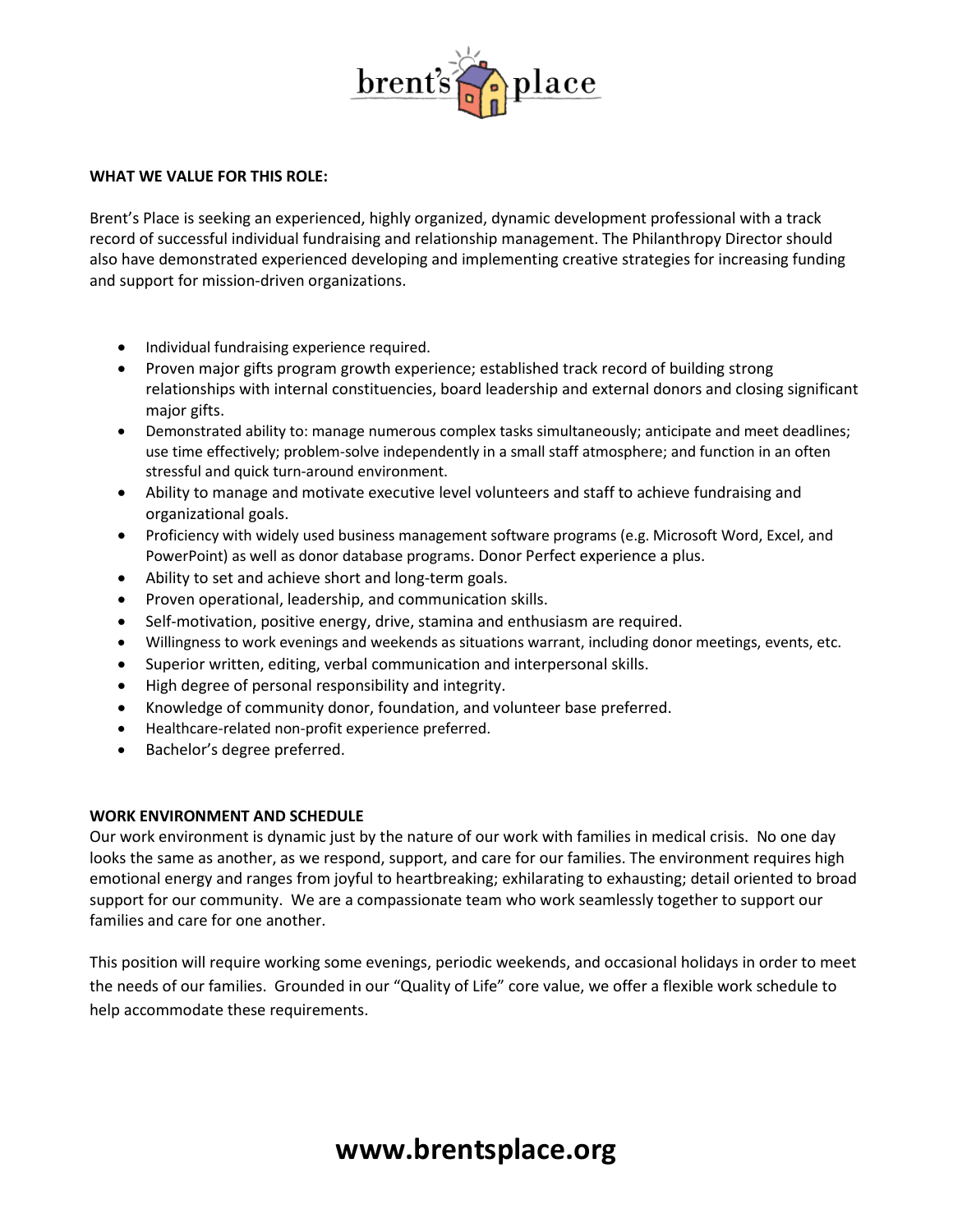**WHAT WE VALUE FOR THIS ROLE:**

Brent's Place is seeking an experienced, highly organized, dynamic development professional with a track record of successful individual fundraising and relationship management. The Philanthropy Director should also have demonstrated experienced developing and implementing creative strategies for increasing funding and support for mission-driven organizations.

- Individual fundraising experience required.
- Proven major gifts program growth experience; established track record of building strong relationships with internal constituencies, board leadership and external donors and closing significant major gifts.
- Demonstrated ability to: manage numerous complex tasks simultaneously; anticipate and meet deadlines; use time effectively; problem-solve independently in a small staff atmosphere; and function in an often stressful and quick turn-around environment.
- Ability to manage and motivate executive level volunteers and staff to achieve fundraising and organizational goals.
- Proficiency with widely used business management software programs (e.g. Microsoft Word, Excel, and PowerPoint) as well as donor database programs. Donor Perfect experience a plus.
- Ability to set and achieve short and long-term goals.
- Proven operational, leadership, and communication skills.
- Self-motivation, positive energy, drive, stamina and enthusiasm are required.
- Willingness to work evenings and weekends as situations warrant, including donor meetings, events, etc.
- Superior written, editing, verbal communication and interpersonal skills.
- High degree of personal responsibility and integrity.
- Knowledge of community donor, foundation, and volunteer base preferred.
- Healthcare-related non-profit experience preferred.
- Bachelor's degree preferred.

**WORK ENVIRONMENT AND SCHEDULE**

Our work environment is dynamic just by the nature of our work with families in medical crisis. No one day looks the same as another, as we respond, support, and care for our families. The environment requires high emotional energy and ranges from joyful to heartbreaking; exhilarating to exhausting; detail oriented to broad support for our community. We are a compassionate team who work seamlessly together to support our families and care for one another.

This position will require working some evenings, periodic weekends, and occasional holidays in order to meet the needs of our families. Grounded in our "Quality of Life" core value, we offer a flexible work schedule to help accommodate these requirements.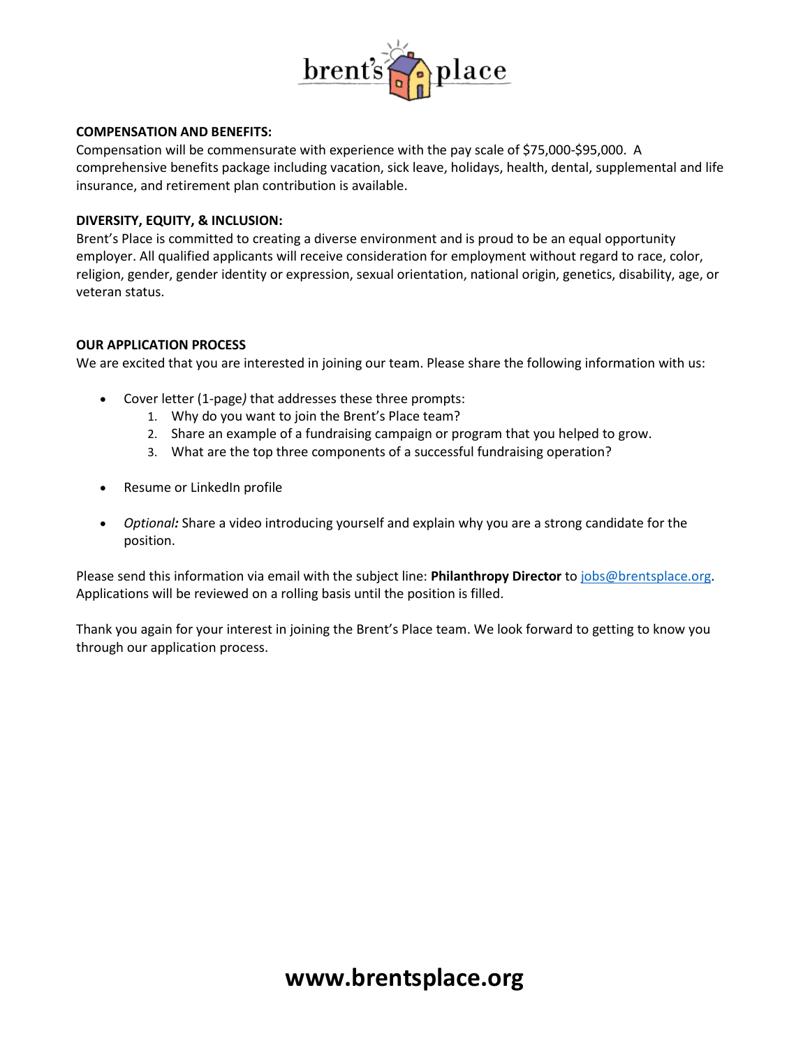**COMPENSATION AND BENEFITS:**

Compensation will be commensurate with experience with the pay scale of $75,000-$95,000. A comprehensive benefits package including vacation, sick leave, holidays, health, dental, supplemental and life insurance, and retirement plan contribution is available.

**DIVERSITY, EQUITY, & INCLUSION:**

Brent's Place is committed to creating a diverse environment and is proud to be an equal opportunity employer. All qualified applicants will receive consideration for employment without regard to race, color, religion, gender, gender identity or expression, sexual orientation, national origin, genetics, disability, age, or veteran status.

**OUR APPLICATION PROCESS**

We are excited that you are interested in joining our team. Please share the following information with us:

- Cover letter (1-page) that addresses these three prompts:
    1. Why do you want to join the Brent's Place team?
    2. Share an example of a fundraising campaign or program that you helped to grow.
    3. What are the top three components of a successful fundraising operation?
- Resume or LinkedIn profile
- *Optional:* Share a video introducing yourself and explain why you are a strong candidate for the position.

Please send this information via email with the subject line: **Philanthropy Director** to jobs@brentsplace.org. Applications will be reviewed on a rolling basis until the position is filled.

Thank you again for your interest in joining the Brent's Place team. We look forward to getting to know you through our application process.

**www.brentsplace.org**